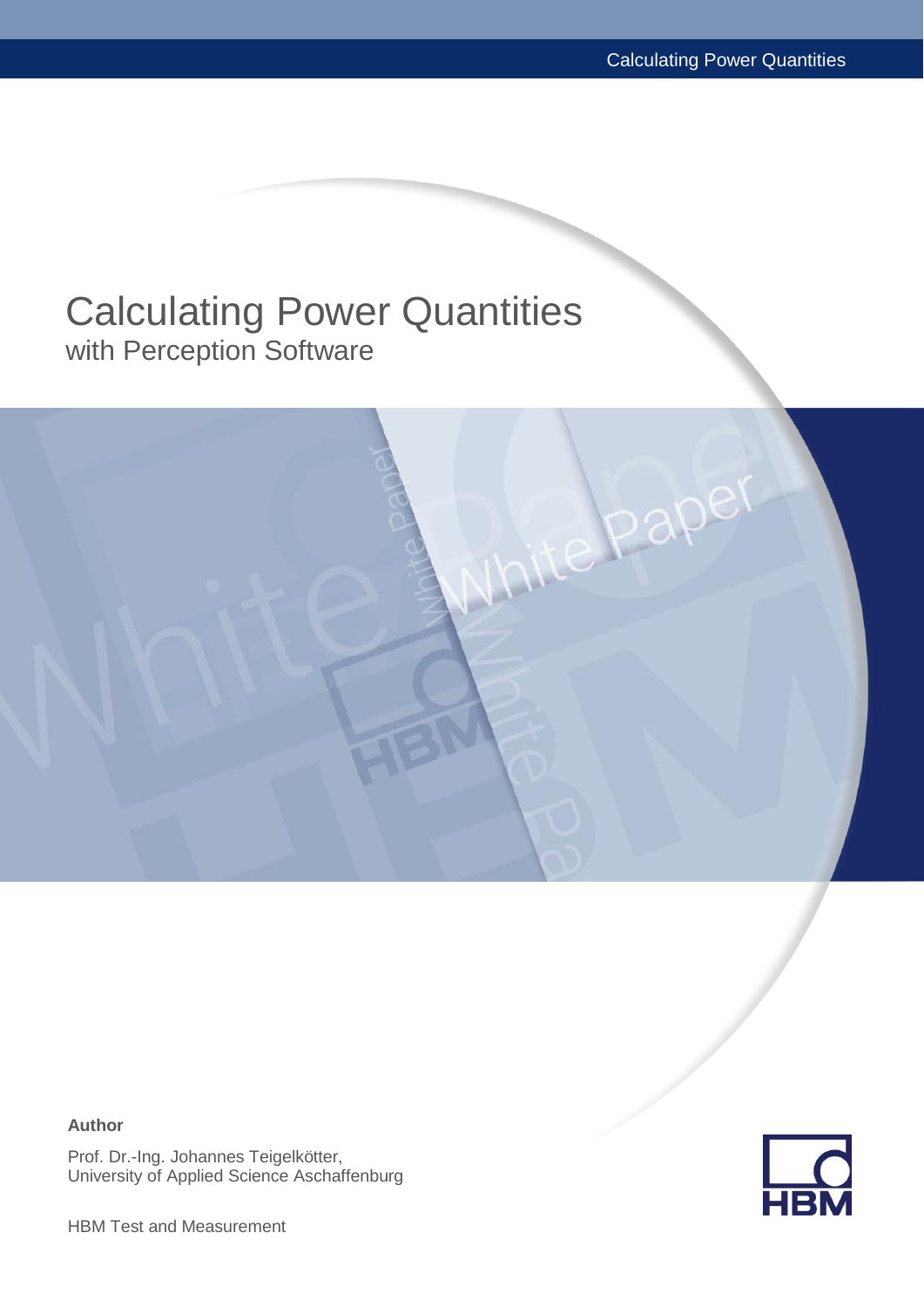# Calculating Power Quantities

with Perception Software

**Author**

Prof. Dr.-Ing. Johannes Teigelkötter,
University of Applied Science Aschaffenburg

HBM Test and Measurement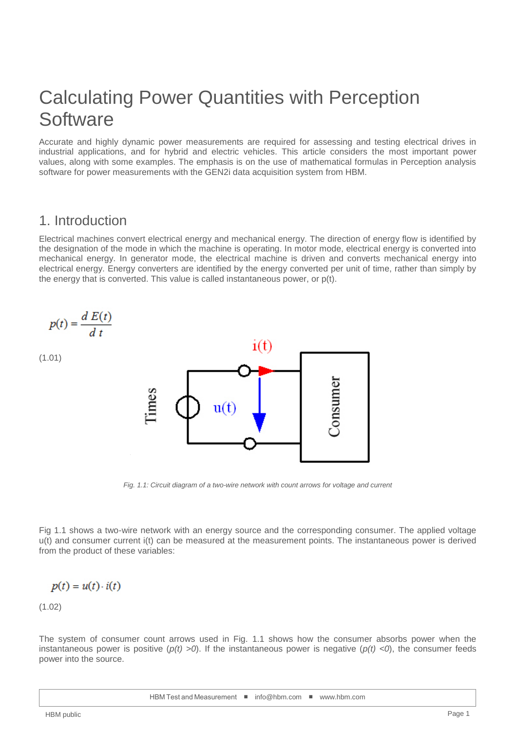# Calculating Power Quantities with Perception Software

Accurate and highly dynamic power measurements are required for assessing and testing electrical drives in industrial applications, and for hybrid and electric vehicles. This article considers the most important power values, along with some examples. The emphasis is on the use of mathematical formulas in Perception analysis software for power measurements with the GEN2i data acquisition system from HBM.

## 1. Introduction

Electrical machines convert electrical energy and mechanical energy. The direction of energy flow is identified by the designation of the mode in which the machine is operating. In motor mode, electrical energy is converted into mechanical energy. In generator mode, the electrical machine is driven and converts mechanical energy into electrical energy. Energy converters are identified by the energy converted per unit of time, rather than simply by the energy that is converted. This value is called instantaneous power, or p(t).

$$p(t) = \frac{d\,E(t)}{d\,t}$$

(1.01)

*Fig. 1.1: Circuit diagram of a two-wire network with count arrows for voltage and current*

Fig 1.1 shows a two-wire network with an energy source and the corresponding consumer. The applied voltage u(t) and consumer current i(t) can be measured at the measurement points. The instantaneous power is derived from the product of these variables:

$$p(t) = u(t) \cdot i(t)$$

(1.02)

The system of consumer count arrows used in Fig. 1.1 shows how the consumer absorbs power when the instantaneous power is positive ($p(t) > 0$). If the instantaneous power is negative ($p(t) < 0$), the consumer feeds power into the source.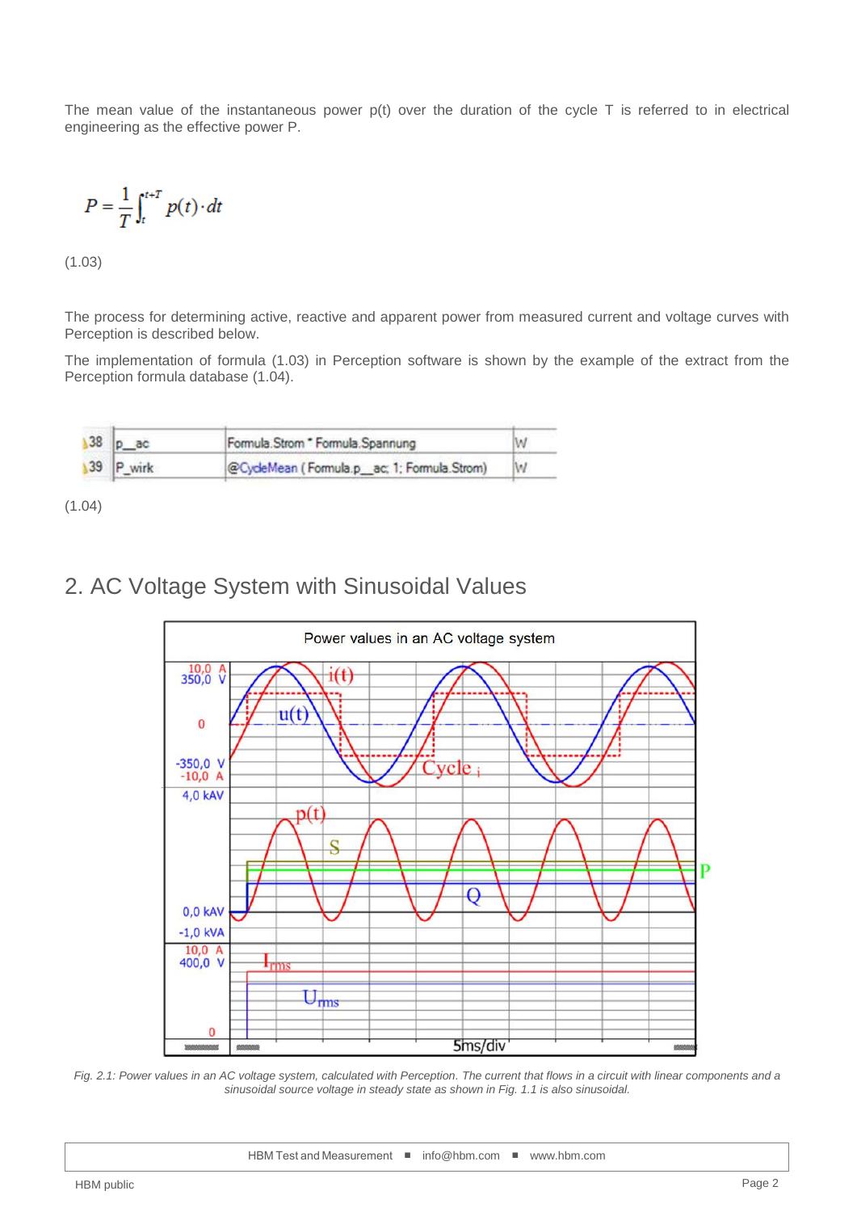The mean value of the instantaneous power p(t) over the duration of the cycle T is referred to in electrical engineering as the effective power P.

$$P = \frac{1}{T}\int_{t}^{t+T} p(t) \cdot dt$$

(1.03)

The process for determining active, reactive and apparent power from measured current and voltage curves with Perception is described below.

The implementation of formula (1.03) in Perception software is shown by the example of the extract from the Perception formula database (1.04).

| 38 | p__ac | Formula.Strom * Formula.Spannung | W |
|---|---|---|---|
| 39 | P_wirk | @CycleMean ( Formula.p__ac; 1; Formula.Strom) | W |

(1.04)

## 2. AC Voltage System with Sinusoidal Values

*Fig. 2.1: Power values in an AC voltage system, calculated with Perception. The current that flows in a circuit with linear components and a sinusoidal source voltage in steady state as shown in Fig. 1.1 is also sinusoidal.*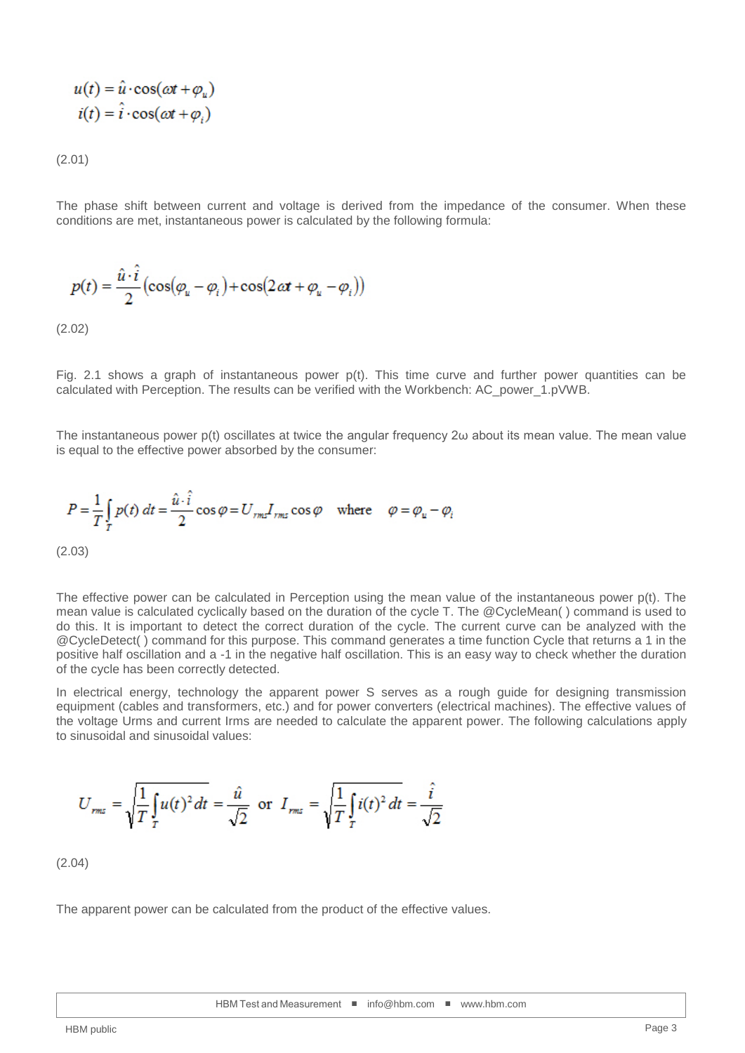$$u(t) = \hat{u} \cdot \cos(\omega t + \varphi_u)$$
$$i(t) = \hat{i} \cdot \cos(\omega t + \varphi_i)$$

(2.01)

The phase shift between current and voltage is derived from the impedance of the consumer. When these conditions are met, instantaneous power is calculated by the following formula:

$$p(t) = \frac{\hat{u} \cdot \hat{i}}{2} \left( \cos(\varphi_u - \varphi_i) + \cos(2\omega t + \varphi_u - \varphi_i) \right)$$

(2.02)

Fig. 2.1 shows a graph of instantaneous power p(t). This time curve and further power quantities can be calculated with Perception. The results can be verified with the Workbench: AC_power_1.pVWB.

The instantaneous power p(t) oscillates at twice the angular frequency 2ω about its mean value. The mean value is equal to the effective power absorbed by the consumer:

$$P = \frac{1}{T} \int_T p(t)\, dt = \frac{\hat{u} \cdot \hat{i}}{2} \cos\varphi = U_{rms} I_{rms} \cos\varphi \quad \text{where} \quad \varphi = \varphi_u - \varphi_i$$

(2.03)

The effective power can be calculated in Perception using the mean value of the instantaneous power p(t). The mean value is calculated cyclically based on the duration of the cycle T. The @CycleMean( ) command is used to do this. It is important to detect the correct duration of the cycle. The current curve can be analyzed with the @CycleDetect( ) command for this purpose. This command generates a time function Cycle that returns a 1 in the positive half oscillation and a -1 in the negative half oscillation. This is an easy way to check whether the duration of the cycle has been correctly detected.

In electrical energy, technology the apparent power S serves as a rough guide for designing transmission equipment (cables and transformers, etc.) and for power converters (electrical machines). The effective values of the voltage Urms and current Irms are needed to calculate the apparent power. The following calculations apply to sinusoidal and sinusoidal values:

$$U_{rms} = \sqrt{\frac{1}{T} \int_T u(t)^2\, dt} = \frac{\hat{u}}{\sqrt{2}} \quad \text{or} \quad I_{rms} = \sqrt{\frac{1}{T} \int_T i(t)^2\, dt} = \frac{\hat{i}}{\sqrt{2}}$$

(2.04)

The apparent power can be calculated from the product of the effective values.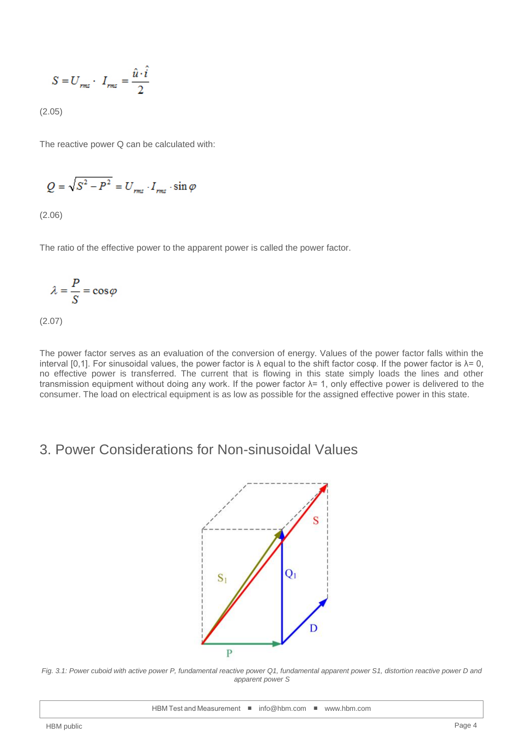$$S = U_{rms} \cdot I_{rms} = \frac{\hat{u} \cdot \hat{i}}{2}$$

(2.05)

The reactive power Q can be calculated with:

$$Q = \sqrt{S^2 - P^2} = U_{rms} \cdot I_{rms} \cdot \sin\varphi$$

(2.06)

The ratio of the effective power to the apparent power is called the power factor.

$$\lambda = \frac{P}{S} = \cos\varphi$$

(2.07)

The power factor serves as an evaluation of the conversion of energy. Values of the power factor falls within the interval [0,1]. For sinusoidal values, the power factor is λ equal to the shift factor cosφ. If the power factor is λ= 0, no effective power is transferred. The current that is flowing in this state simply loads the lines and other transmission equipment without doing any work. If the power factor λ= 1, only effective power is delivered to the consumer. The load on electrical equipment is as low as possible for the assigned effective power in this state.

# 3. Power Considerations for Non-sinusoidal Values

*Fig. 3.1: Power cuboid with active power P, fundamental reactive power Q1, fundamental apparent power S1, distortion reactive power D and apparent power S*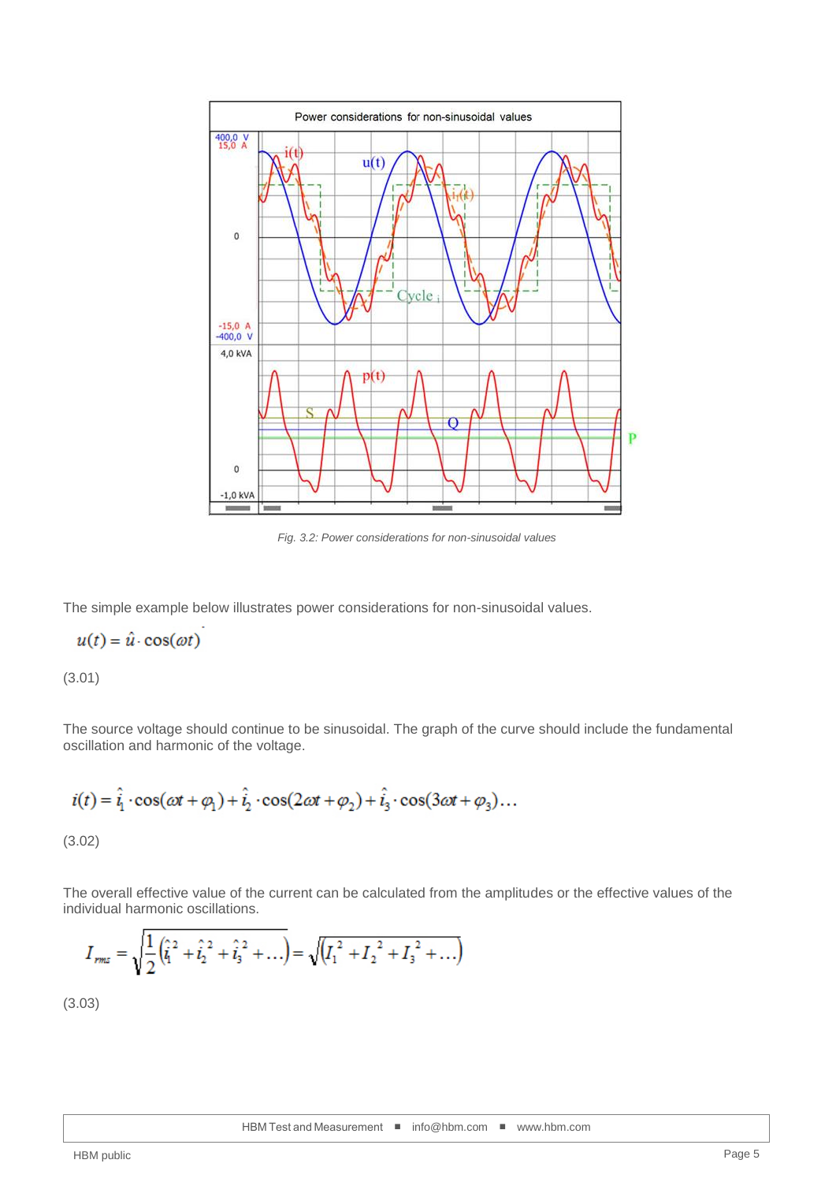*Fig. 3.2: Power considerations for non-sinusoidal values*

The simple example below illustrates power considerations for non-sinusoidal values.

$$u(t) = \hat{u} \cdot \cos(\omega t)$$

(3.01)

The source voltage should continue to be sinusoidal. The graph of the curve should include the fundamental oscillation and harmonic of the voltage.

$$i(t) = \hat{i}_1 \cdot \cos(\omega t + \varphi_1) + \hat{i}_2 \cdot \cos(2\omega t + \varphi_2) + \hat{i}_3 \cdot \cos(3\omega t + \varphi_3)\ldots$$

(3.02)

The overall effective value of the current can be calculated from the amplitudes or the effective values of the individual harmonic oscillations.

$$I_{rms} = \sqrt{\frac{1}{2}\left(\hat{i}_1^{\,2} + \hat{i}_2^{\,2} + \hat{i}_3^{\,2} + \ldots\right)} = \sqrt{\left(I_1^{\,2} + I_2^{\,2} + I_3^{\,2} + \ldots\right)}$$

(3.03)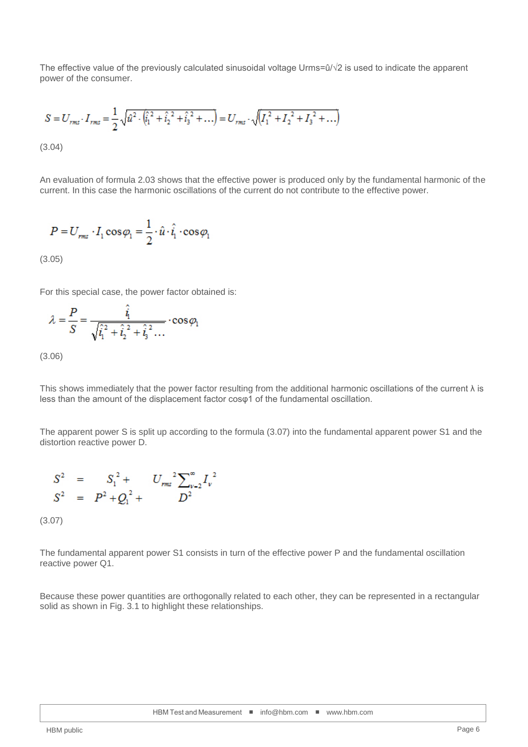The effective value of the previously calculated sinusoidal voltage $U_{rms}=\hat{u}/\sqrt{2}$ is used to indicate the apparent power of the consumer.

$$S = U_{rms} \cdot I_{rms} = \frac{1}{2}\sqrt{\hat{u}^2 \cdot \left(\hat{i}_1^2 + \hat{i}_2^2 + \hat{i}_3^2 + \ldots\right)} = U_{rms} \cdot \sqrt{\left(I_1^2 + I_2^2 + I_3^2 + \ldots\right)}$$

(3.04)

An evaluation of formula 2.03 shows that the effective power is produced only by the fundamental harmonic of the current. In this case the harmonic oscillations of the current do not contribute to the effective power.

$$P = U_{rms} \cdot I_1 \cos\varphi_1 = \frac{1}{2} \cdot \hat{u} \cdot \hat{i}_1 \cdot \cos\varphi_1$$

(3.05)

For this special case, the power factor obtained is:

$$\lambda = \frac{P}{S} = \frac{\hat{i}_1}{\sqrt{\hat{i}_1^2 + \hat{i}_2^2 + \hat{i}_3^2 \ldots}} \cdot \cos\varphi_1$$

(3.06)

This shows immediately that the power factor resulting from the additional harmonic oscillations of the current $\lambda$ is less than the amount of the displacement factor $\cos\varphi_1$ of the fundamental oscillation.

The apparent power S is split up according to the formula (3.07) into the fundamental apparent power $S_1$ and the distortion reactive power D.

$$\begin{aligned} S^2 &= S_1^2 + U_{rms}^2 \sum_{\nu=2}^{\infty} I_\nu^2 \\ S^2 &= P^2 + Q_1^2 + D^2 \end{aligned}$$

(3.07)

The fundamental apparent power $S_1$ consists in turn of the effective power P and the fundamental oscillation reactive power $Q_1$.

Because these power quantities are orthogonally related to each other, they can be represented in a rectangular solid as shown in Fig. 3.1 to highlight these relationships.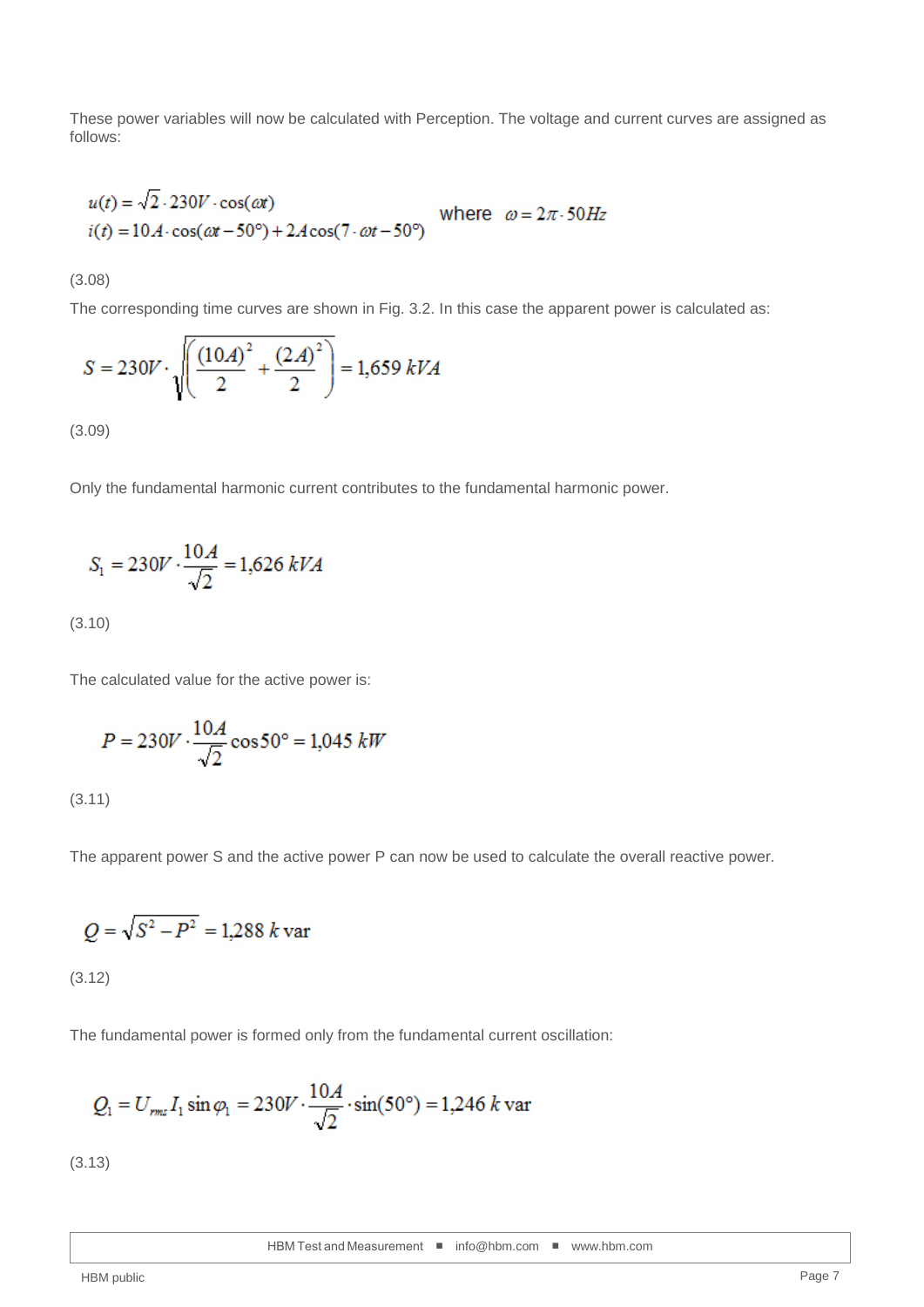These power variables will now be calculated with Perception. The voltage and current curves are assigned as follows:

$$u(t) = \sqrt{2} \cdot 230V \cdot \cos(\omega t)$$
$$i(t) = 10A \cdot \cos(\omega t - 50°) + 2A \cos(7 \cdot \omega t - 50°) \quad \text{where} \quad \omega = 2\pi \cdot 50Hz$$

(3.08)

The corresponding time curves are shown in Fig. 3.2. In this case the apparent power is calculated as:

$$S = 230V \cdot \sqrt{\left(\frac{(10A)^2}{2} + \frac{(2A)^2}{2}\right)} = 1{,}659\; kVA$$

(3.09)

Only the fundamental harmonic current contributes to the fundamental harmonic power.

$$S_1 = 230V \cdot \frac{10A}{\sqrt{2}} = 1{,}626\; kVA$$

(3.10)

The calculated value for the active power is:

$$P = 230V \cdot \frac{10A}{\sqrt{2}} \cos 50° = 1{,}045\; kW$$

(3.11)

The apparent power S and the active power P can now be used to calculate the overall reactive power.

$$Q = \sqrt{S^2 - P^2} = 1{,}288\; k\,\text{var}$$

(3.12)

The fundamental power is formed only from the fundamental current oscillation:

$$Q_1 = U_{rms} I_1 \sin \varphi_1 = 230V \cdot \frac{10A}{\sqrt{2}} \cdot \sin(50°) = 1{,}246\; k\,\text{var}$$

(3.13)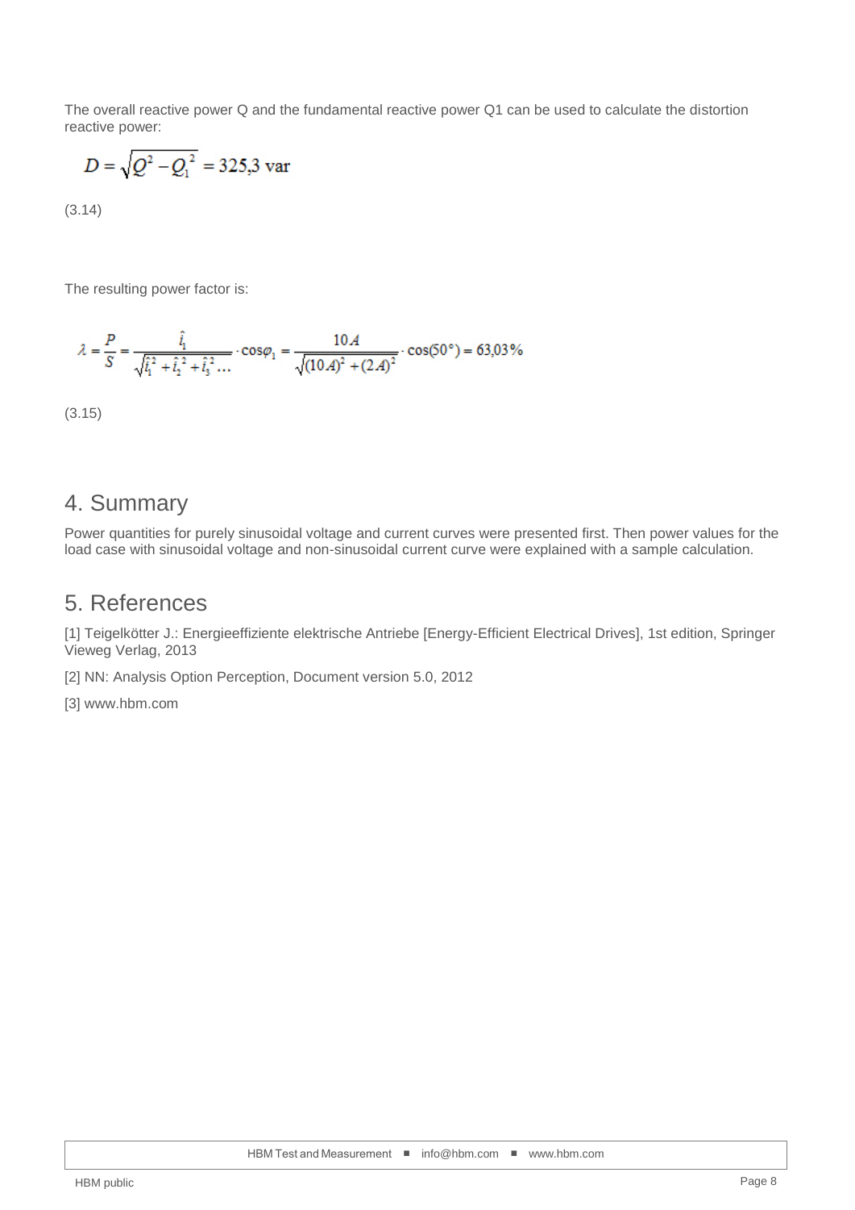The overall reactive power Q and the fundamental reactive power Q1 can be used to calculate the distortion reactive power:

$$D = \sqrt{Q^2 - Q_1^{\,2}} = 325{,}3 \text{ var}$$

(3.14)

The resulting power factor is:

$$\lambda = \frac{P}{S} = \frac{\hat{i}_1}{\sqrt{\hat{i}_1^2 + \hat{i}_2^{\,2} + \hat{i}_3^2 \ldots}} \cdot \cos\varphi_1 = \frac{10\,A}{\sqrt{(10\,A)^2 + (2\,A)^2}} \cdot \cos(50°) = 63{,}03\%$$

(3.15)

## 4. Summary

Power quantities for purely sinusoidal voltage and current curves were presented first. Then power values for the load case with sinusoidal voltage and non-sinusoidal current curve were explained with a sample calculation.

## 5. References

[1] Teigelkötter J.: Energieeffiziente elektrische Antriebe [Energy-Efficient Electrical Drives], 1st edition, Springer Vieweg Verlag, 2013

[2] NN: Analysis Option Perception, Document version 5.0, 2012

[3] www.hbm.com